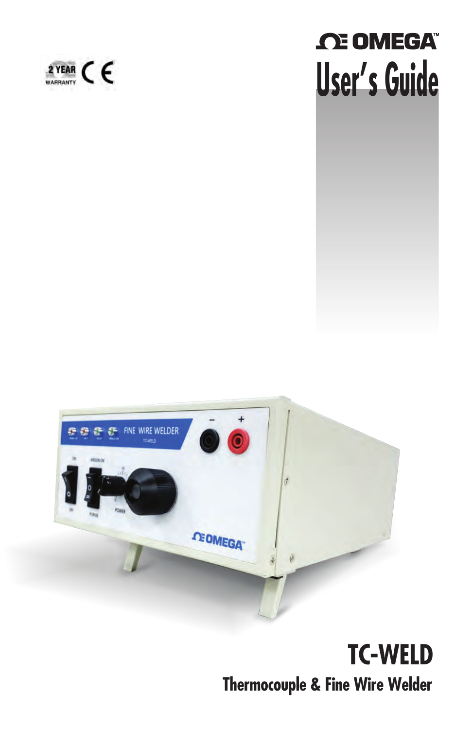2 YEAR WARRANTY

OMEGA™

# User's Guide

# TC-WELD

## Thermocouple & Fine Wire Welder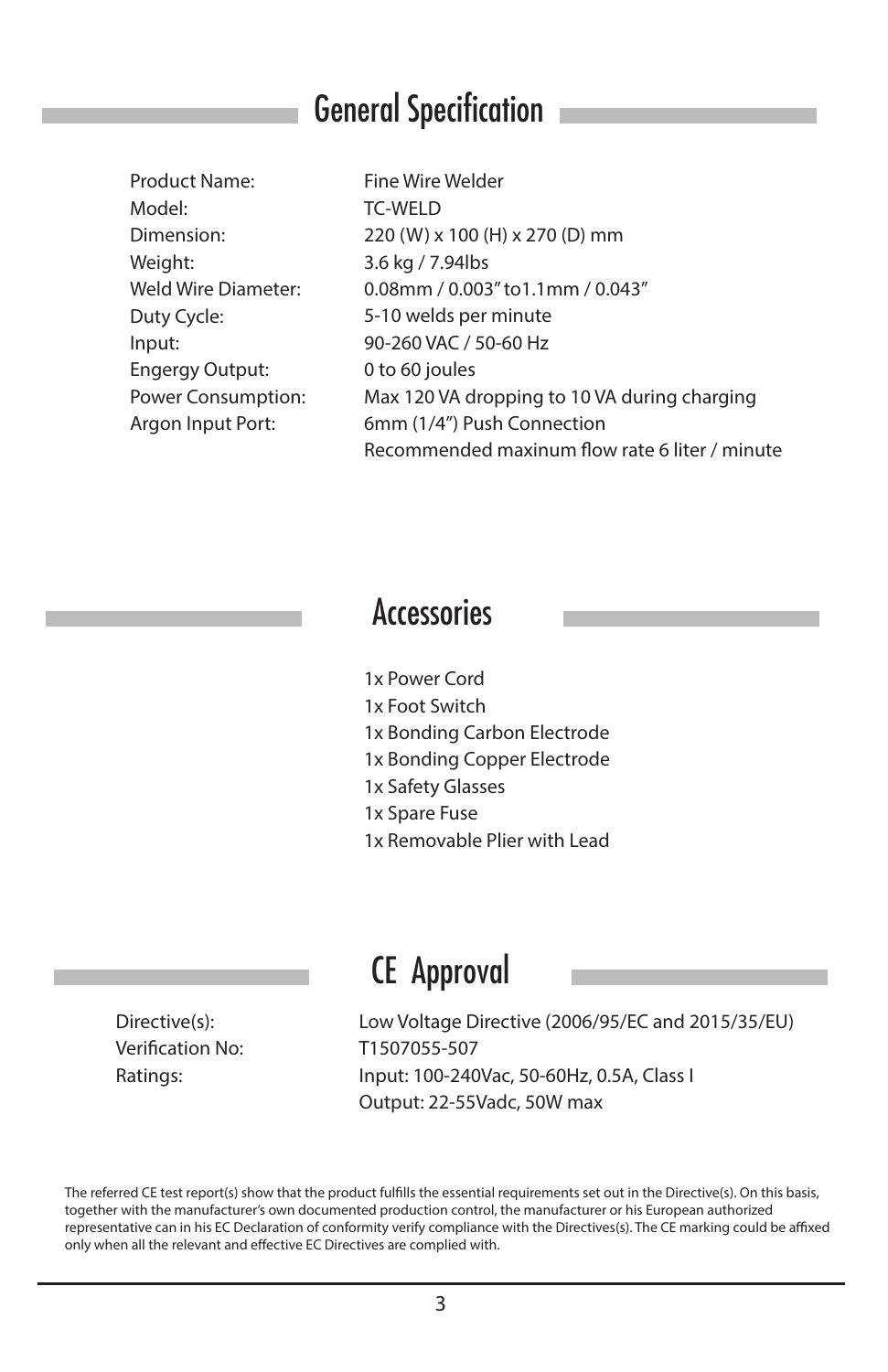# General Specification

| | |
|---|---|
| Product Name: | Fine Wire Welder |
| Model: | TC-WELD |
| Dimension: | 220 (W) x 100 (H) x 270 (D) mm |
| Weight: | 3.6 kg / 7.94lbs |
| Weld Wire Diameter: | 0.08mm / 0.003" to1.1mm / 0.043" |
| Duty Cycle: | 5-10 welds per minute |
| Input: | 90-260 VAC / 50-60 Hz |
| Engergy Output: | 0 to 60 joules |
| Power Consumption: | Max 120 VA dropping to 10 VA during charging |
| Argon Input Port: | 6mm (1/4") Push Connection<br>Recommended maxinum flow rate 6 liter / minute |

# Accessories

1x Power Cord
1x Foot Switch
1x Bonding Carbon Electrode
1x Bonding Copper Electrode
1x Safety Glasses
1x Spare Fuse
1x Removable Plier with Lead

# CE Approval

| | |
|---|---|
| Directive(s): | Low Voltage Directive (2006/95/EC and 2015/35/EU) |
| Verification No: | T1507055-507 |
| Ratings: | Input: 100-240Vac, 50-60Hz, 0.5A, Class I<br>Output: 22-55Vadc, 50W max |

The referred CE test report(s) show that the product fulfills the essential requirements set out in the Directive(s). On this basis, together with the manufacturer's own documented production control, the manufacturer or his European authorized representative can in his EC Declaration of conformity verify compliance with the Directives(s). The CE marking could be affixed only when all the relevant and effective EC Directives are complied with.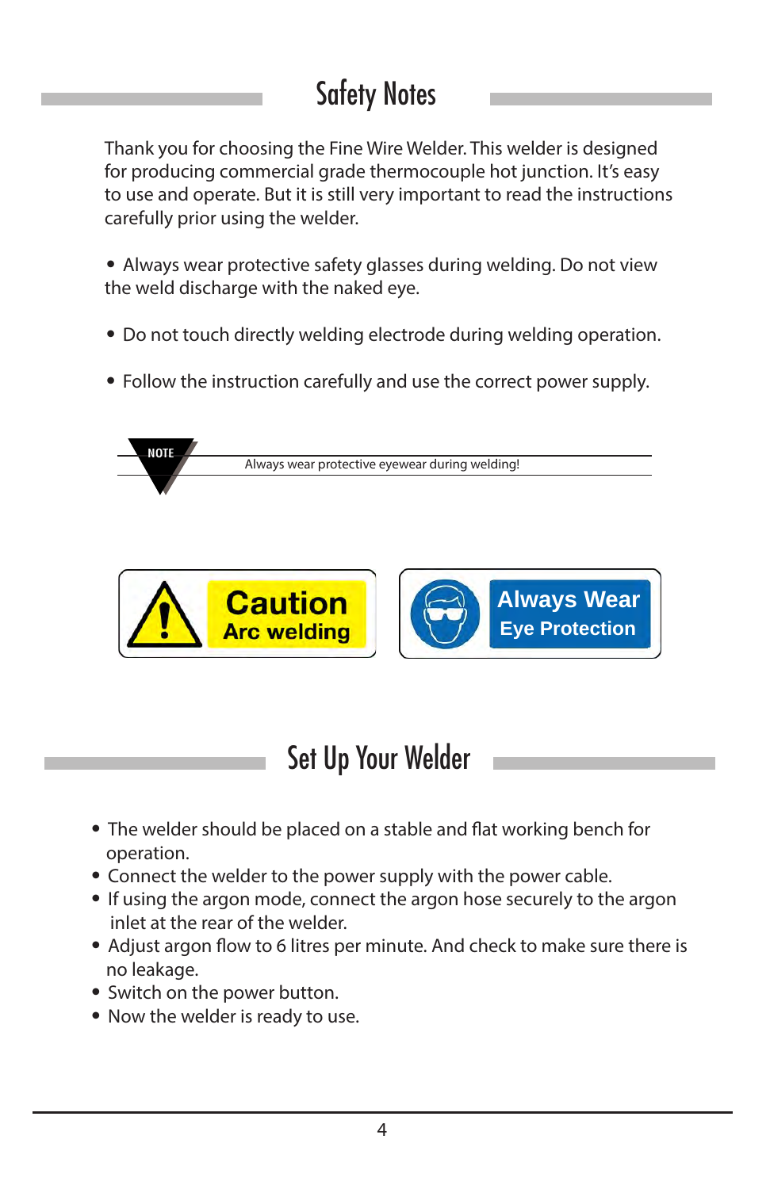## Safety Notes

Thank you for choosing the Fine Wire Welder. This welder is designed for producing commercial grade thermocouple hot junction. It's easy to use and operate. But it is still very important to read the instructions carefully prior using the welder.

- Always wear protective safety glasses during welding. Do not view the weld discharge with the naked eye.

- Do not touch directly welding electrode during welding operation.

- Follow the instruction carefully and use the correct power supply.

**NOTE** Always wear protective eyewear during welding!

**Caution**
**Arc welding**

**Always Wear**
**Eye Protection**

## Set Up Your Welder

- The welder should be placed on a stable and flat working bench for operation.
- Connect the welder to the power supply with the power cable.
- If using the argon mode, connect the argon hose securely to the argon inlet at the rear of the welder.
- Adjust argon flow to 6 litres per minute. And check to make sure there is no leakage.
- Switch on the power button.
- Now the welder is ready to use.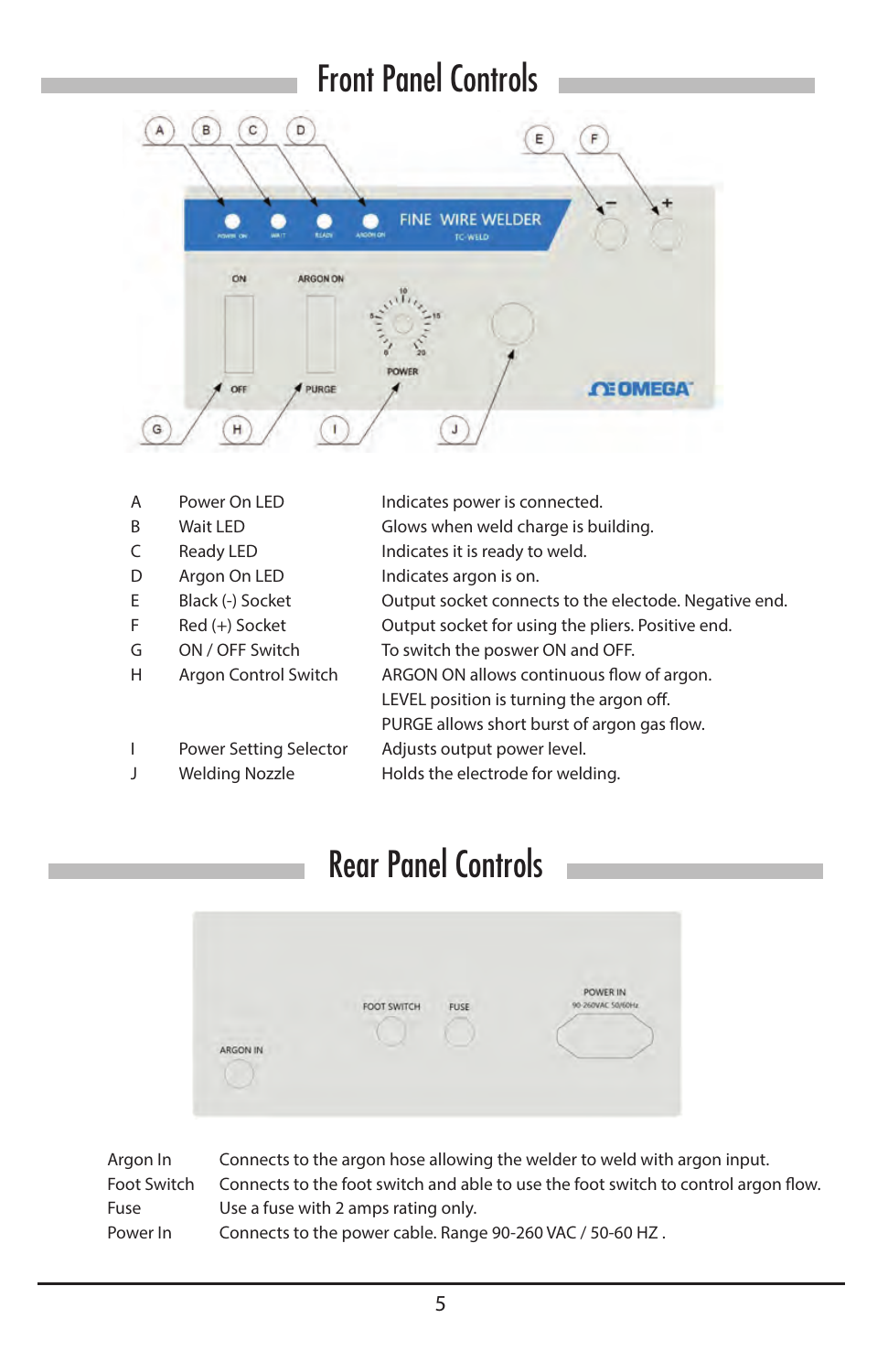## Front Panel Controls

| | | |
|---|---|---|
| A | Power On LED | Indicates power is connected. |
| B | Wait LED | Glows when weld charge is building. |
| C | Ready LED | Indicates it is ready to weld. |
| D | Argon On LED | Indicates argon is on. |
| E | Black (-) Socket | Output socket connects to the electode. Negative end. |
| F | Red (+) Socket | Output socket for using the pliers. Positive end. |
| G | ON / OFF Switch | To switch the poswer ON and OFF. |
| H | Argon Control Switch | ARGON ON allows continuous flow of argon.<br>LEVEL position is turning the argon off.<br>PURGE allows short burst of argon gas flow. |
| I | Power Setting Selector | Adjusts output power level. |
| J | Welding Nozzle | Holds the electrode for welding. |

## Rear Panel Controls

| | |
|---|---|
| Argon In | Connects to the argon hose allowing the welder to weld with argon input. |
| Foot Switch | Connects to the foot switch and able to use the foot switch to control argon flow. |
| Fuse | Use a fuse with 2 amps rating only. |
| Power In | Connects to the power cable. Range 90-260 VAC / 50-60 HZ . |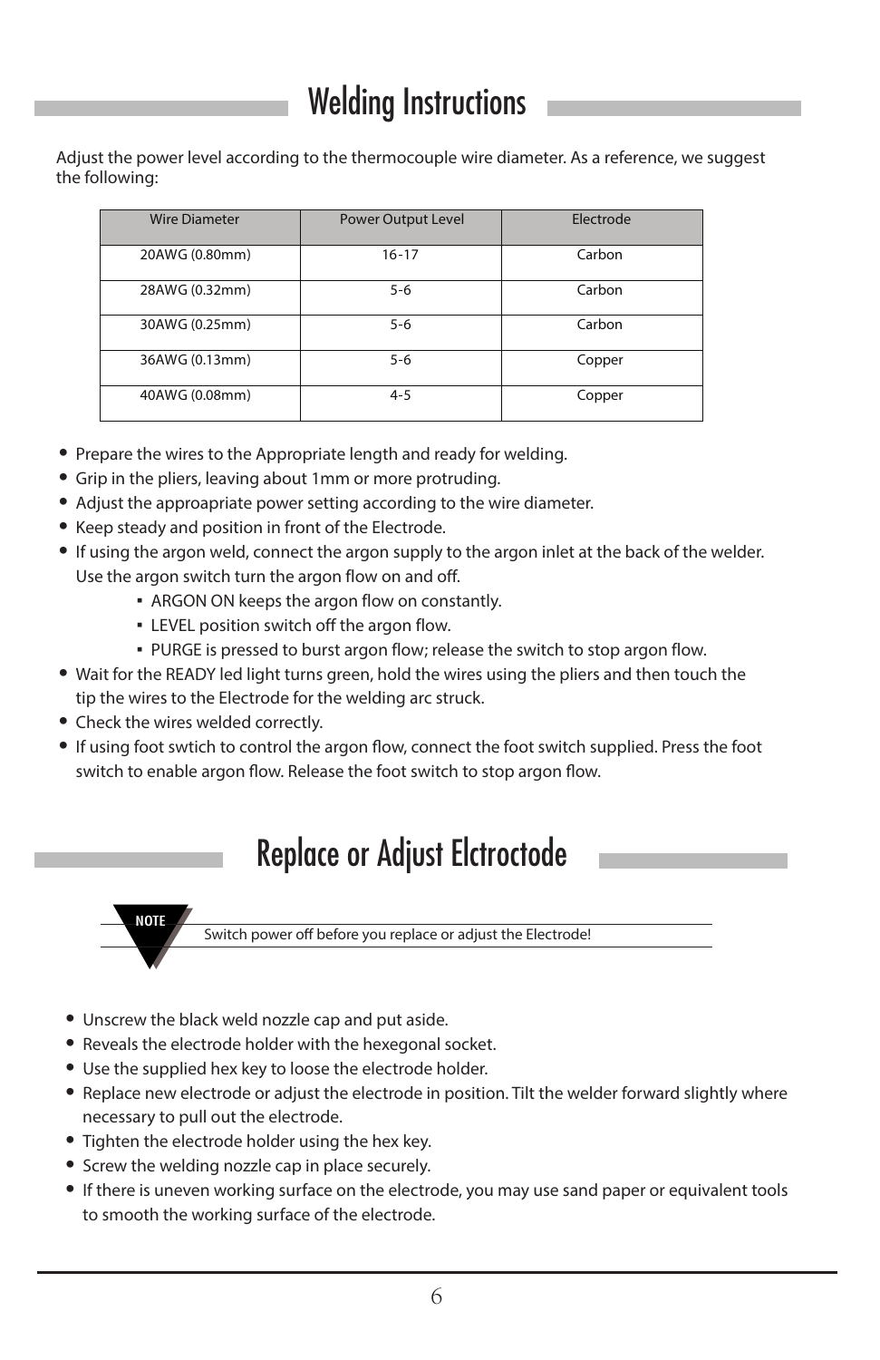# Welding Instructions

Adjust the power level according to the thermocouple wire diameter. As a reference, we suggest the following:

| Wire Diameter | Power Output Level | Electrode |
|---|---|---|
| 20AWG (0.80mm) | 16-17 | Carbon |
| 28AWG (0.32mm) | 5-6 | Carbon |
| 30AWG (0.25mm) | 5-6 | Carbon |
| 36AWG (0.13mm) | 5-6 | Copper |
| 40AWG (0.08mm) | 4-5 | Copper |

- Prepare the wires to the Appropriate length and ready for welding.
- Grip in the pliers, leaving about 1mm or more protruding.
- Adjust the approapriate power setting according to the wire diameter.
- Keep steady and position in front of the Electrode.
- If using the argon weld, connect the argon supply to the argon inlet at the back of the welder. Use the argon switch turn the argon flow on and off.
    - ARGON ON keeps the argon flow on constantly.
    - LEVEL position switch off the argon flow.
    - PURGE is pressed to burst argon flow; release the switch to stop argon flow.
- Wait for the READY led light turns green, hold the wires using the pliers and then touch the tip the wires to the Electrode for the welding arc struck.
- Check the wires welded correctly.
- If using foot swtich to control the argon flow, connect the foot switch supplied. Press the foot switch to enable argon flow. Release the foot switch to stop argon flow.

# Replace or Adjust Elctroctode

**NOTE** Switch power off before you replace or adjust the Electrode!

- Unscrew the black weld nozzle cap and put aside.
- Reveals the electrode holder with the hexegonal socket.
- Use the supplied hex key to loose the electrode holder.
- Replace new electrode or adjust the electrode in position. Tilt the welder forward slightly where necessary to pull out the electrode.
- Tighten the electrode holder using the hex key.
- Screw the welding nozzle cap in place securely.
- If there is uneven working surface on the electrode, you may use sand paper or equivalent tools to smooth the working surface of the electrode.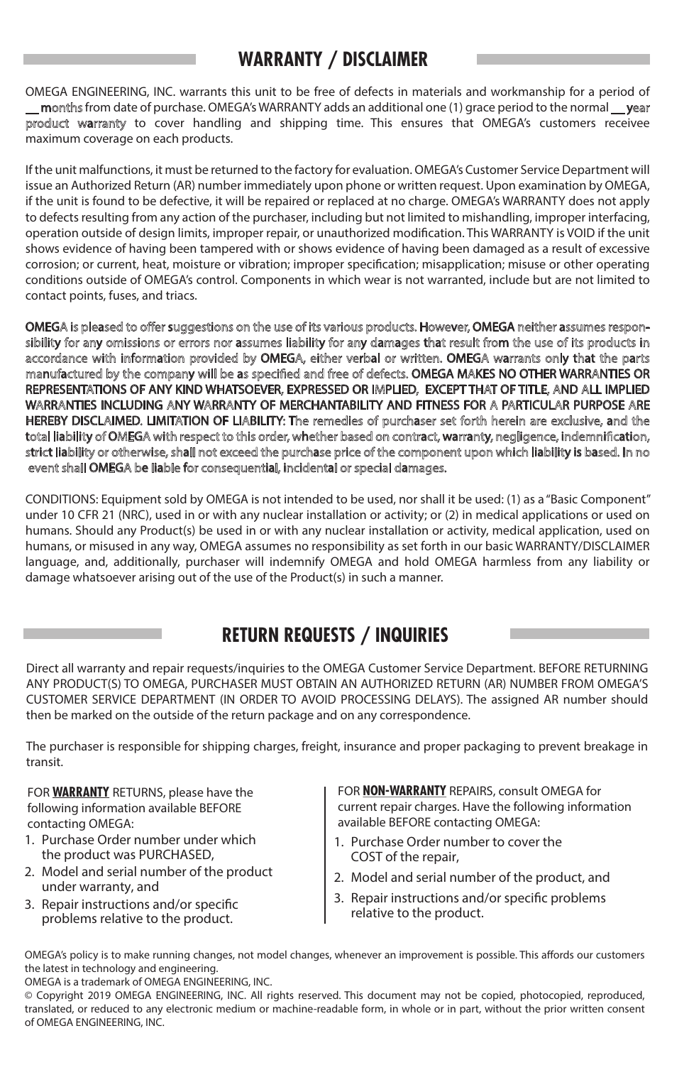## WARRANTY / DISCLAIMER

OMEGA ENGINEERING, INC. warrants this unit to be free of defects in materials and workmanship for a period of __ months from date of purchase. OMEGA's WARRANTY adds an additional one (1) grace period to the normal __ year product warranty to cover handling and shipping time. This ensures that OMEGA's customers receivee maximum coverage on each products.

If the unit malfunctions, it must be returned to the factory for evaluation. OMEGA's Customer Service Department will issue an Authorized Return (AR) number immediately upon phone or written request. Upon examination by OMEGA, if the unit is found to be defective, it will be repaired or replaced at no charge. OMEGA's WARRANTY does not apply to defects resulting from any action of the purchaser, including but not limited to mishandling, improper interfacing, operation outside of design limits, improper repair, or unauthorized modification. This WARRANTY is VOID if the unit shows evidence of having been tampered with or shows evidence of having been damaged as a result of excessive corrosion; or current, heat, moisture or vibration; improper specification; misapplication; misuse or other operating conditions outside of OMEGA's control. Components in which wear is not warranted, include but are not limited to contact points, fuses, and triacs.

OMEGA is pleased to offer suggestions on the use of its various products. However, OMEGA neither assumes responsibility for any omissions or errors nor assumes liability for any damages that result from the use of its products in accordance with information provided by OMEGA, either verbal or written. OMEGA warrants only that the parts manufactured by the company will be as specified and free of defects. OMEGA MAKES NO OTHER WARRANTIES OR REPRESENTATIONS OF ANY KIND WHATSOEVER, EXPRESSED OR IMPLIED, EXCEPT THAT OF TITLE, AND ALL IMPLIED WARRANTIES INCLUDING ANY WARRANTY OF MERCHANTABILITY AND FITNESS FOR A PARTICULAR PURPOSE ARE HEREBY DISCLAIMED. LIMITATION OF LIABILITY: The remedies of purchaser set forth herein are exclusive, and the total liability of OMEGA with respect to this order, whether based on contract, warranty, negligence, indemnification, strict liability or otherwise, shall not exceed the purchase price of the component upon which liability is based. In no event shall OMEGA be liable for consequential, incidental or special damages.

CONDITIONS: Equipment sold by OMEGA is not intended to be used, nor shall it be used: (1) as a "Basic Component" under 10 CFR 21 (NRC), used in or with any nuclear installation or activity; or (2) in medical applications or used on humans. Should any Product(s) be used in or with any nuclear installation or activity, medical application, used on humans, or misused in any way, OMEGA assumes no responsibility as set forth in our basic WARRANTY/DISCLAIMER language, and, additionally, purchaser will indemnify OMEGA and hold OMEGA harmless from any liability or damage whatsoever arising out of the use of the Product(s) in such a manner.

## RETURN REQUESTS / INQUIRIES

Direct all warranty and repair requests/inquiries to the OMEGA Customer Service Department. BEFORE RETURNING ANY PRODUCT(S) TO OMEGA, PURCHASER MUST OBTAIN AN AUTHORIZED RETURN (AR) NUMBER FROM OMEGA'S CUSTOMER SERVICE DEPARTMENT (IN ORDER TO AVOID PROCESSING DELAYS). The assigned AR number should then be marked on the outside of the return package and on any correspondence.

The purchaser is responsible for shipping charges, freight, insurance and proper packaging to prevent breakage in transit.

FOR **WARRANTY** RETURNS, please have the following information available BEFORE contacting OMEGA:

1. Purchase Order number under which the product was PURCHASED,
2. Model and serial number of the product under warranty, and
3. Repair instructions and/or specific problems relative to the product.

FOR **NON-WARRANTY** REPAIRS, consult OMEGA for current repair charges. Have the following information available BEFORE contacting OMEGA:

1. Purchase Order number to cover the COST of the repair,
2. Model and serial number of the product, and
3. Repair instructions and/or specific problems relative to the product.

OMEGA's policy is to make running changes, not model changes, whenever an improvement is possible. This affords our customers the latest in technology and engineering.

OMEGA is a trademark of OMEGA ENGINEERING, INC.

© Copyright 2019 OMEGA ENGINEERING, INC. All rights reserved. This document may not be copied, photocopied, reproduced, translated, or reduced to any electronic medium or machine-readable form, in whole or in part, without the prior written consent of OMEGA ENGINEERING, INC.